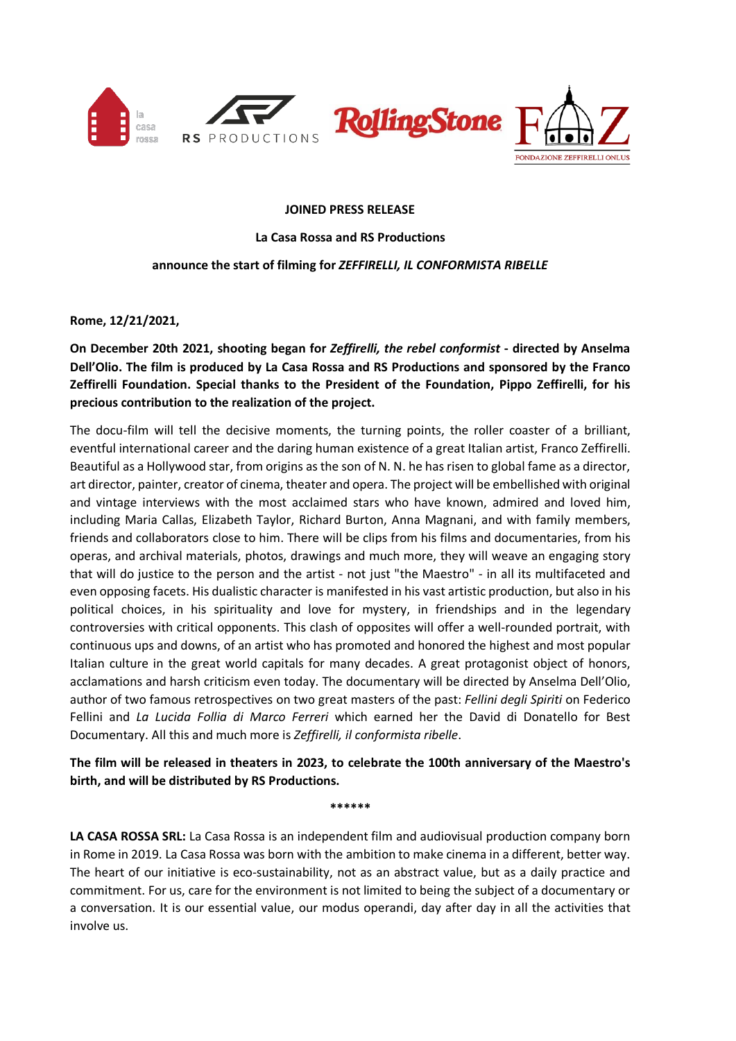**JOINED PRESS RELEASE**

**La Casa Rossa and RS Productions**

**announce the start of filming for *ZEFFIRELLI, IL CONFORMISTA RIBELLE***

**Rome, 12/21/2021,**

**On December 20th 2021, shooting began for *Zeffirelli, the rebel conformist* - directed by Anselma Dell'Olio. The film is produced by La Casa Rossa and RS Productions and sponsored by the Franco Zeffirelli Foundation. Special thanks to the President of the Foundation, Pippo Zeffirelli, for his precious contribution to the realization of the project.**

The docu-film will tell the decisive moments, the turning points, the roller coaster of a brilliant, eventful international career and the daring human existence of a great Italian artist, Franco Zeffirelli. Beautiful as a Hollywood star, from origins as the son of N. N. he has risen to global fame as a director, art director, painter, creator of cinema, theater and opera. The project will be embellished with original and vintage interviews with the most acclaimed stars who have known, admired and loved him, including Maria Callas, Elizabeth Taylor, Richard Burton, Anna Magnani, and with family members, friends and collaborators close to him. There will be clips from his films and documentaries, from his operas, and archival materials, photos, drawings and much more, they will weave an engaging story that will do justice to the person and the artist - not just "the Maestro" - in all its multifaceted and even opposing facets. His dualistic character is manifested in his vast artistic production, but also in his political choices, in his spirituality and love for mystery, in friendships and in the legendary controversies with critical opponents. This clash of opposites will offer a well-rounded portrait, with continuous ups and downs, of an artist who has promoted and honored the highest and most popular Italian culture in the great world capitals for many decades. A great protagonist object of honors, acclamations and harsh criticism even today. The documentary will be directed by Anselma Dell'Olio, author of two famous retrospectives on two great masters of the past: *Fellini degli Spiriti* on Federico Fellini and *La Lucida Follia di Marco Ferreri* which earned her the David di Donatello for Best Documentary. All this and much more is *Zeffirelli, il conformista ribelle*.

**The film will be released in theaters in 2023, to celebrate the 100th anniversary of the Maestro's birth, and will be distributed by RS Productions.**

******

**LA CASA ROSSA SRL:** La Casa Rossa is an independent film and audiovisual production company born in Rome in 2019. La Casa Rossa was born with the ambition to make cinema in a different, better way. The heart of our initiative is eco-sustainability, not as an abstract value, but as a daily practice and commitment. For us, care for the environment is not limited to being the subject of a documentary or a conversation. It is our essential value, our modus operandi, day after day in all the activities that involve us.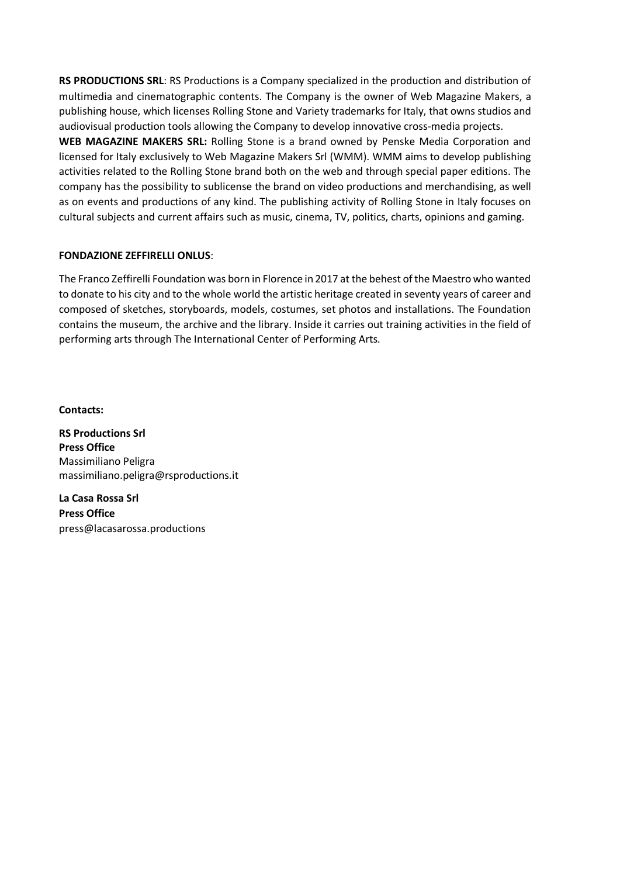**RS PRODUCTIONS SRL**: RS Productions is a Company specialized in the production and distribution of multimedia and cinematographic contents. The Company is the owner of Web Magazine Makers, a publishing house, which licenses Rolling Stone and Variety trademarks for Italy, that owns studios and audiovisual production tools allowing the Company to develop innovative cross-media projects.

**WEB MAGAZINE MAKERS SRL:** Rolling Stone is a brand owned by Penske Media Corporation and licensed for Italy exclusively to Web Magazine Makers Srl (WMM). WMM aims to develop publishing activities related to the Rolling Stone brand both on the web and through special paper editions. The company has the possibility to sublicense the brand on video productions and merchandising, as well as on events and productions of any kind. The publishing activity of Rolling Stone in Italy focuses on cultural subjects and current affairs such as music, cinema, TV, politics, charts, opinions and gaming.

**FONDAZIONE ZEFFIRELLI ONLUS**:

The Franco Zeffirelli Foundation was born in Florence in 2017 at the behest of the Maestro who wanted to donate to his city and to the whole world the artistic heritage created in seventy years of career and composed of sketches, storyboards, models, costumes, set photos and installations. The Foundation contains the museum, the archive and the library. Inside it carries out training activities in the field of performing arts through The International Center of Performing Arts.

**Contacts:**

**RS Productions Srl**
**Press Office**
Massimiliano Peligra
massimiliano.peligra@rsproductions.it

**La Casa Rossa Srl**
**Press Office**
press@lacasarossa.productions